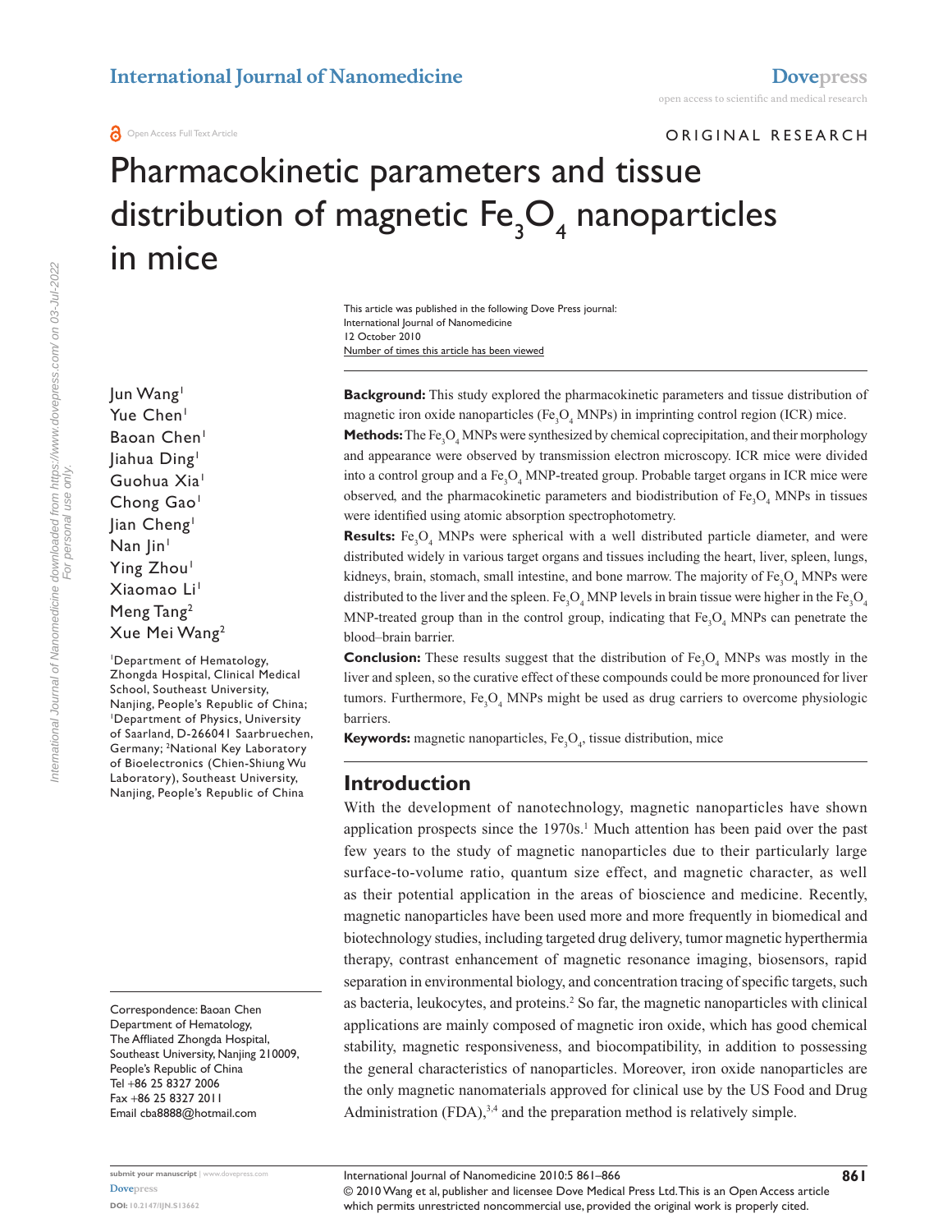Original Research

# Pharmacokinetic parameters and tissue distribution of magnetic $Fe_3O_4$ nanoparticles in mice

This article was published in the following Dove Press journal:
International Journal of Nanomedicine
12 October 2010
Number of times this article has been viewed

Jun Wang[1]
Yue Chen[1]
Baoan Chen[1]
Jiahua Ding[1]
Guohua Xia[1]
Chong Gao[1]
Jian Cheng[1]
Nan Jin[1]
Ying Zhou[1]
Xiaomao Li[1]
Meng Tang[2]
Xue Mei Wang[2]

[1]Department of Hematology, Zhongda Hospital, Clinical Medical School, Southeast University, Nanjing, People's Republic of China; [1]Department of Physics, University of Saarland, D-266041 Saarbruechen, Germany; [2]National Key Laboratory of Bioelectronics (Chien-Shiung Wu Laboratory), Southeast University, Nanjing, People's Republic of China

Correspondence: Baoan Chen
Department of Hematology,
The Affliated Zhongda Hospital,
Southeast University, Nanjing 210009,
People's Republic of China
Tel +86 25 8327 2006
Fax +86 25 8327 2011
Email cba8888@hotmail.com

**Background:** This study explored the pharmacokinetic parameters and tissue distribution of magnetic iron oxide nanoparticles ($Fe_3O_4$ MNPs) in imprinting control region (ICR) mice.

**Methods:** The $Fe_3O_4$ MNPs were synthesized by chemical coprecipitation, and their morphology and appearance were observed by transmission electron microscopy. ICR mice were divided into a control group and a $Fe_3O_4$ MNP-treated group. Probable target organs in ICR mice were observed, and the pharmacokinetic parameters and biodistribution of $Fe_3O_4$ MNPs in tissues were identified using atomic absorption spectrophotometry.

**Results:** $Fe_3O_4$ MNPs were spherical with a well distributed particle diameter, and were distributed widely in various target organs and tissues including the heart, liver, spleen, lungs, kidneys, brain, stomach, small intestine, and bone marrow. The majority of $Fe_3O_4$ MNPs were distributed to the liver and the spleen. $Fe_3O_4$ MNP levels in brain tissue were higher in the $Fe_3O_4$ MNP-treated group than in the control group, indicating that $Fe_3O_4$ MNPs can penetrate the blood–brain barrier.

**Conclusion:** These results suggest that the distribution of $Fe_3O_4$ MNPs was mostly in the liver and spleen, so the curative effect of these compounds could be more pronounced for liver tumors. Furthermore, $Fe_3O_4$ MNPs might be used as drug carriers to overcome physiologic barriers.

**Keywords:** magnetic nanoparticles, $Fe_3O_4$, tissue distribution, mice

## Introduction

With the development of nanotechnology, magnetic nanoparticles have shown application prospects since the 1970s.[1] Much attention has been paid over the past few years to the study of magnetic nanoparticles due to their particularly large surface-to-volume ratio, quantum size effect, and magnetic character, as well as their potential application in the areas of bioscience and medicine. Recently, magnetic nanoparticles have been used more and more frequently in biomedical and biotechnology studies, including targeted drug delivery, tumor magnetic hyperthermia therapy, contrast enhancement of magnetic resonance imaging, biosensors, rapid separation in environmental biology, and concentration tracing of specific targets, such as bacteria, leukocytes, and proteins.[2] So far, the magnetic nanoparticles with clinical applications are mainly composed of magnetic iron oxide, which has good chemical stability, magnetic responsiveness, and biocompatibility, in addition to possessing the general characteristics of nanoparticles. Moreover, iron oxide nanoparticles are the only magnetic nanomaterials approved for clinical use by the US Food and Drug Administration (FDA),[3,4] and the preparation method is relatively simple.

© 2010 Wang et al, publisher and licensee Dove Medical Press Ltd. This is an Open Access article which permits unrestricted noncommercial use, provided the original work is properly cited.

DOI: 10.2147/IJN.S13662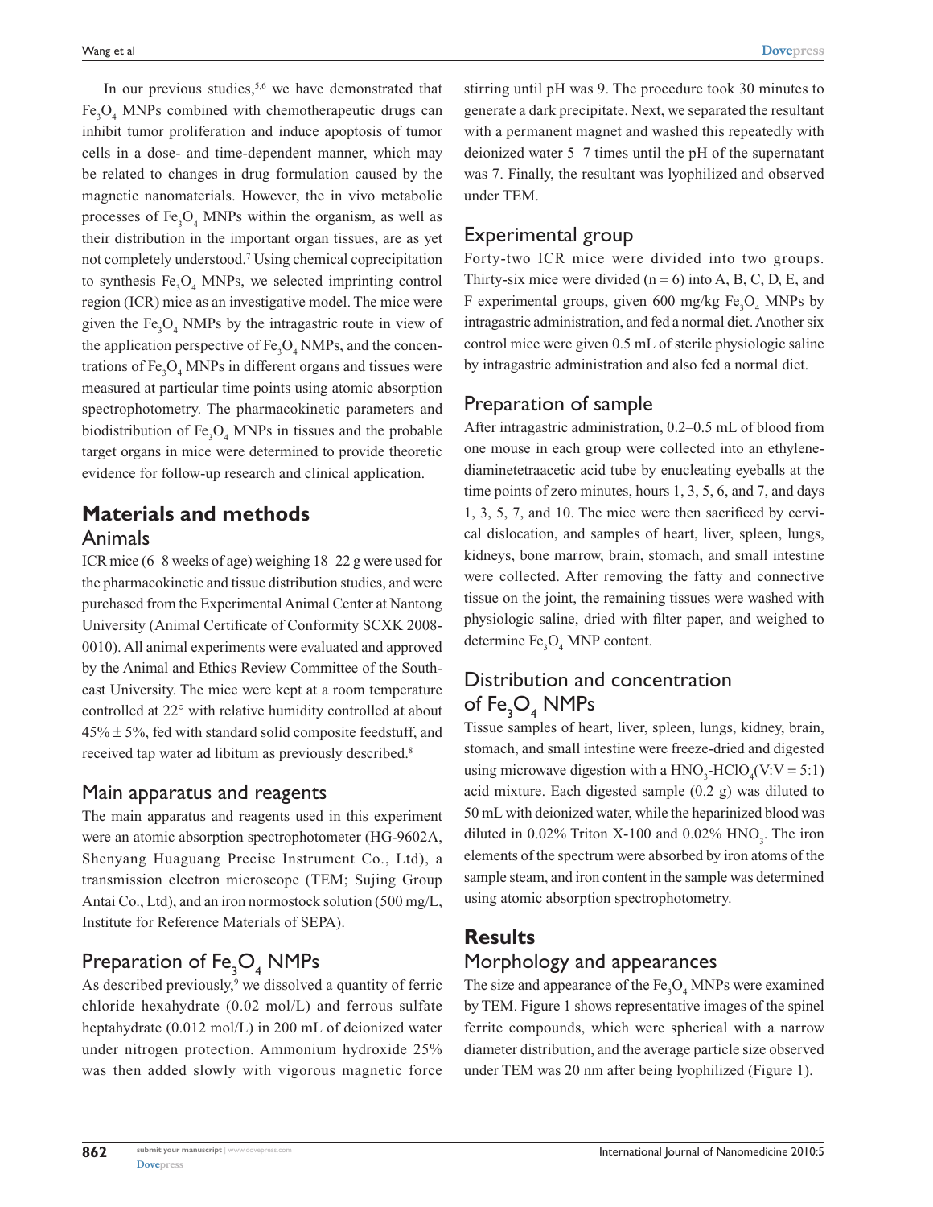In our previous studies,[5,6] we have demonstrated that $Fe_3O_4$ MNPs combined with chemotherapeutic drugs can inhibit tumor proliferation and induce apoptosis of tumor cells in a dose- and time-dependent manner, which may be related to changes in drug formulation caused by the magnetic nanomaterials. However, the in vivo metabolic processes of $Fe_3O_4$ MNPs within the organism, as well as their distribution in the important organ tissues, are as yet not completely understood.[7] Using chemical coprecipitation to synthesis $Fe_3O_4$ MNPs, we selected imprinting control region (ICR) mice as an investigative model. The mice were given the $Fe_3O_4$ NMPs by the intragastric route in view of the application perspective of $Fe_3O_4$ NMPs, and the concentrations of $Fe_3O_4$ MNPs in different organs and tissues were measured at particular time points using atomic absorption spectrophotometry. The pharmacokinetic parameters and biodistribution of $Fe_3O_4$ MNPs in tissues and the probable target organs in mice were determined to provide theoretic evidence for follow-up research and clinical application.

## Materials and methods

### Animals

ICR mice (6–8 weeks of age) weighing 18–22 g were used for the pharmacokinetic and tissue distribution studies, and were purchased from the Experimental Animal Center at Nantong University (Animal Certificate of Conformity SCXK 2008-0010). All animal experiments were evaluated and approved by the Animal and Ethics Review Committee of the Southeast University. The mice were kept at a room temperature controlled at 22° with relative humidity controlled at about 45% ± 5%, fed with standard solid composite feedstuff, and received tap water ad libitum as previously described.[8]

### Main apparatus and reagents

The main apparatus and reagents used in this experiment were an atomic absorption spectrophotometer (HG-9602A, Shenyang Huaguang Precise Instrument Co., Ltd), a transmission electron microscope (TEM; Sujing Group Antai Co., Ltd), and an iron normostock solution (500 mg/L, Institute for Reference Materials of SEPA).

### Preparation of $Fe_3O_4$ NMPs

As described previously,[9] we dissolved a quantity of ferric chloride hexahydrate (0.02 mol/L) and ferrous sulfate heptahydrate (0.012 mol/L) in 200 mL of deionized water under nitrogen protection. Ammonium hydroxide 25% was then added slowly with vigorous magnetic force stirring until pH was 9. The procedure took 30 minutes to generate a dark precipitate. Next, we separated the resultant with a permanent magnet and washed this repeatedly with deionized water 5–7 times until the pH of the supernatant was 7. Finally, the resultant was lyophilized and observed under TEM.

### Experimental group

Forty-two ICR mice were divided into two groups. Thirty-six mice were divided (n = 6) into A, B, C, D, E, and F experimental groups, given 600 mg/kg $Fe_3O_4$ MNPs by intragastric administration, and fed a normal diet. Another six control mice were given 0.5 mL of sterile physiologic saline by intragastric administration and also fed a normal diet.

### Preparation of sample

After intragastric administration, 0.2–0.5 mL of blood from one mouse in each group were collected into an ethylene-diaminetetraacetic acid tube by enucleating eyeballs at the time points of zero minutes, hours 1, 3, 5, 6, and 7, and days 1, 3, 5, 7, and 10. The mice were then sacrificed by cervical dislocation, and samples of heart, liver, spleen, lungs, kidneys, bone marrow, brain, stomach, and small intestine were collected. After removing the fatty and connective tissue on the joint, the remaining tissues were washed with physiologic saline, dried with filter paper, and weighed to determine $Fe_3O_4$ MNP content.

### Distribution and concentration of $Fe_3O_4$ NMPs

Tissue samples of heart, liver, spleen, lungs, kidney, brain, stomach, and small intestine were freeze-dried and digested using microwave digestion with a $HNO_3$-$HClO_4$(V:V = 5:1) acid mixture. Each digested sample (0.2 g) was diluted to 50 mL with deionized water, while the heparinized blood was diluted in 0.02% Triton X-100 and 0.02% $HNO_3$. The iron elements of the spectrum were absorbed by iron atoms of the sample steam, and iron content in the sample was determined using atomic absorption spectrophotometry.

## Results

### Morphology and appearances

The size and appearance of the $Fe_3O_4$ MNPs were examined by TEM. Figure 1 shows representative images of the spinel ferrite compounds, which were spherical with a narrow diameter distribution, and the average particle size observed under TEM was 20 nm after being lyophilized (Figure 1).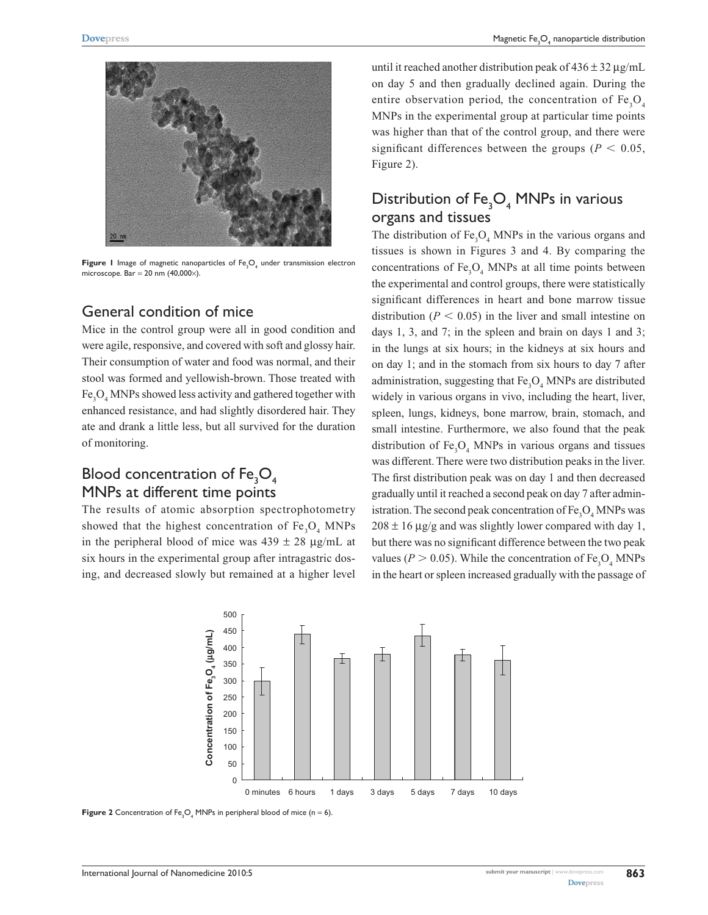Figure 1 Image of magnetic nanoparticles of $Fe_3O_4$ under transmission electron microscope. Bar = 20 nm (40,000×).

## General condition of mice

Mice in the control group were all in good condition and were agile, responsive, and covered with soft and glossy hair. Their consumption of water and food was normal, and their stool was formed and yellowish-brown. Those treated with $Fe_3O_4$ MNPs showed less activity and gathered together with enhanced resistance, and had slightly disordered hair. They ate and drank a little less, but all survived for the duration of monitoring.

## Blood concentration of $Fe_3O_4$ MNPs at different time points

The results of atomic absorption spectrophotometry showed that the highest concentration of $Fe_3O_4$ MNPs in the peripheral blood of mice was 439 ± 28 μg/mL at six hours in the experimental group after intragastric dosing, and decreased slowly but remained at a higher level until it reached another distribution peak of 436 ± 32 μg/mL on day 5 and then gradually declined again. During the entire observation period, the concentration of $Fe_3O_4$ MNPs in the experimental group at particular time points was higher than that of the control group, and there were significant differences between the groups ($P < 0.05$, Figure 2).

## Distribution of $Fe_3O_4$ MNPs in various organs and tissues

The distribution of $Fe_3O_4$ MNPs in the various organs and tissues is shown in Figures 3 and 4. By comparing the concentrations of $Fe_3O_4$ MNPs at all time points between the experimental and control groups, there were statistically significant differences in heart and bone marrow tissue distribution ($P < 0.05$) in the liver and small intestine on days 1, 3, and 7; in the spleen and brain on days 1 and 3; in the lungs at six hours; in the kidneys at six hours and on day 1; and in the stomach from six hours to day 7 after administration, suggesting that $Fe_3O_4$ MNPs are distributed widely in various organs in vivo, including the heart, liver, spleen, lungs, kidneys, bone marrow, brain, stomach, and small intestine. Furthermore, we also found that the peak distribution of $Fe_3O_4$ MNPs in various organs and tissues was different. There were two distribution peaks in the liver. The first distribution peak was on day 1 and then decreased gradually until it reached a second peak on day 7 after administration. The second peak concentration of $Fe_3O_4$ MNPs was 208 ± 16 μg/g and was slightly lower compared with day 1, but there was no significant difference between the two peak values ($P > 0.05$). While the concentration of $Fe_3O_4$ MNPs in the heart or spleen increased gradually with the passage of

Figure 2 Concentration of $Fe_3O_4$ MNPs in peripheral blood of mice (n = 6).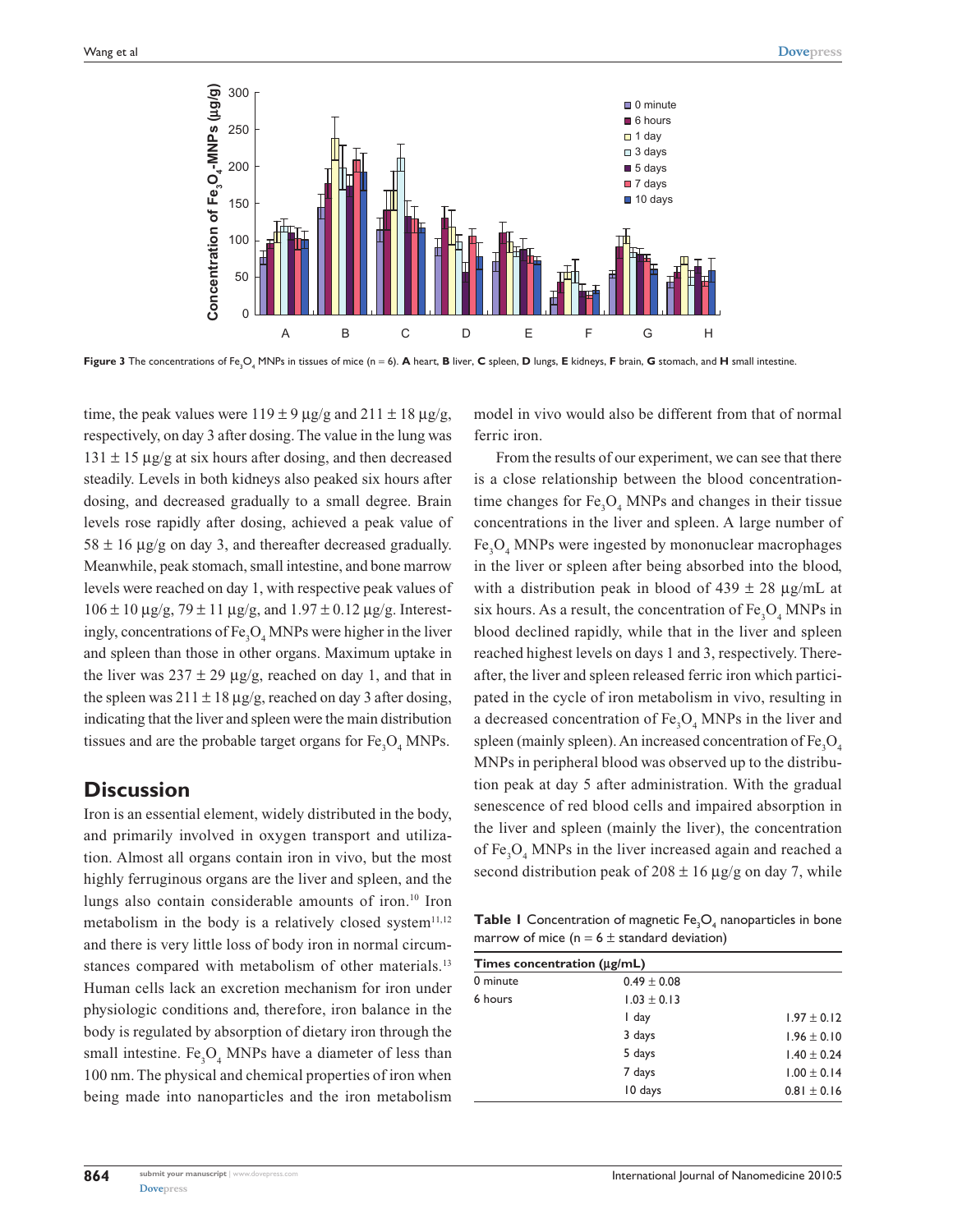Figure 3 The concentrations of $Fe_3O_4$ MNPs in tissues of mice (n = 6). **A** heart, **B** liver, **C** spleen, **D** lungs, **E** kidneys, **F** brain, **G** stomach, and **H** small intestine.

time, the peak values were 119 ± 9 μg/g and 211 ± 18 μg/g, respectively, on day 3 after dosing. The value in the lung was 131 ± 15 μg/g at six hours after dosing, and then decreased steadily. Levels in both kidneys also peaked six hours after dosing, and decreased gradually to a small degree. Brain levels rose rapidly after dosing, achieved a peak value of 58 ± 16 μg/g on day 3, and thereafter decreased gradually. Meanwhile, peak stomach, small intestine, and bone marrow levels were reached on day 1, with respective peak values of 106 ± 10 μg/g, 79 ± 11 μg/g, and 1.97 ± 0.12 μg/g. Interestingly, concentrations of $Fe_3O_4$ MNPs were higher in the liver and spleen than those in other organs. Maximum uptake in the liver was 237 ± 29 μg/g, reached on day 1, and that in the spleen was 211 ± 18 μg/g, reached on day 3 after dosing, indicating that the liver and spleen were the main distribution tissues and are the probable target organs for $Fe_3O_4$ MNPs.

## Discussion

Iron is an essential element, widely distributed in the body, and primarily involved in oxygen transport and utilization. Almost all organs contain iron in vivo, but the most highly ferruginous organs are the liver and spleen, and the lungs also contain considerable amounts of iron.[10] Iron metabolism in the body is a relatively closed system[11,12] and there is very little loss of body iron in normal circumstances compared with metabolism of other materials.[13] Human cells lack an excretion mechanism for iron under physiologic conditions and, therefore, iron balance in the body is regulated by absorption of dietary iron through the small intestine. $Fe_3O_4$ MNPs have a diameter of less than 100 nm. The physical and chemical properties of iron when being made into nanoparticles and the iron metabolism model in vivo would also be different from that of normal ferric iron.

From the results of our experiment, we can see that there is a close relationship between the blood concentration-time changes for $Fe_3O_4$ MNPs and changes in their tissue concentrations in the liver and spleen. A large number of $Fe_3O_4$ MNPs were ingested by mononuclear macrophages in the liver or spleen after being absorbed into the blood, with a distribution peak in blood of 439 ± 28 μg/mL at six hours. As a result, the concentration of $Fe_3O_4$ MNPs in blood declined rapidly, while that in the liver and spleen reached highest levels on days 1 and 3, respectively. Thereafter, the liver and spleen released ferric iron which participated in the cycle of iron metabolism in vivo, resulting in a decreased concentration of $Fe_3O_4$ MNPs in the liver and spleen (mainly spleen). An increased concentration of $Fe_3O_4$ MNPs in peripheral blood was observed up to the distribution peak at day 5 after administration. With the gradual senescence of red blood cells and impaired absorption in the liver and spleen (mainly the liver), the concentration of $Fe_3O_4$ MNPs in the liver increased again and reached a second distribution peak of 208 ± 16 μg/g on day 7, while

**Table 1** Concentration of magnetic $Fe_3O_4$ nanoparticles in bone marrow of mice (n = 6 ± standard deviation)

| Times | concentration (μg/mL) |
|---|---|
| 0 minute | 0.49 ± 0.08 |
| 6 hours | 1.03 ± 0.13 |
| 1 day | 1.97 ± 0.12 |
| 3 days | 1.96 ± 0.10 |
| 5 days | 1.40 ± 0.24 |
| 7 days | 1.00 ± 0.14 |
| 10 days | 0.81 ± 0.16 |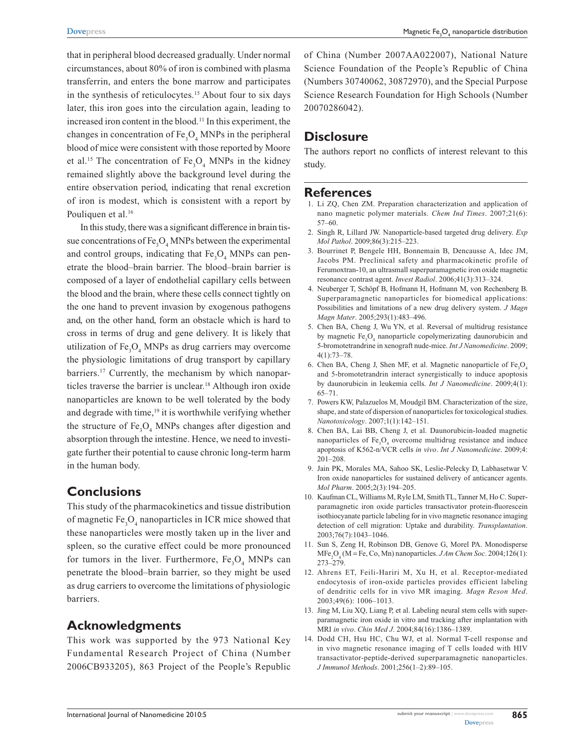that in peripheral blood decreased gradually. Under normal circumstances, about 80% of iron is combined with plasma transferrin, and enters the bone marrow and participates in the synthesis of reticulocytes.[15] About four to six days later, this iron goes into the circulation again, leading to increased iron content in the blood.[11] In this experiment, the changes in concentration of $Fe_3O_4$ MNPs in the peripheral blood of mice were consistent with those reported by Moore et al.[15] The concentration of $Fe_3O_4$ MNPs in the kidney remained slightly above the background level during the entire observation period, indicating that renal excretion of iron is modest, which is consistent with a report by Pouliquen et al.[16]

In this study, there was a significant difference in brain tissue concentrations of $Fe_3O_4$ MNPs between the experimental and control groups, indicating that $Fe_3O_4$ MNPs can penetrate the blood–brain barrier. The blood–brain barrier is composed of a layer of endothelial capillary cells between the blood and the brain, where these cells connect tightly on the one hand to prevent invasion by exogenous pathogens and, on the other hand, form an obstacle which is hard to cross in terms of drug and gene delivery. It is likely that utilization of $Fe_3O_4$ MNPs as drug carriers may overcome the physiologic limitations of drug transport by capillary barriers.[17] Currently, the mechanism by which nanoparticles traverse the barrier is unclear.[18] Although iron oxide nanoparticles are known to be well tolerated by the body and degrade with time,[19] it is worthwhile verifying whether the structure of $Fe_3O_4$ MNPs changes after digestion and absorption through the intestine. Hence, we need to investigate further their potential to cause chronic long-term harm in the human body.

## Conclusions

This study of the pharmacokinetics and tissue distribution of magnetic $Fe_3O_4$ nanoparticles in ICR mice showed that these nanoparticles were mostly taken up in the liver and spleen, so the curative effect could be more pronounced for tumors in the liver. Furthermore, $Fe_3O_4$ MNPs can penetrate the blood–brain barrier, so they might be used as drug carriers to overcome the limitations of physiologic barriers.

## Acknowledgments

This work was supported by the 973 National Key Fundamental Research Project of China (Number 2006CB933205), 863 Project of the People's Republic of China (Number 2007AA022007), National Nature Science Foundation of the People's Republic of China (Numbers 30740062, 30872970), and the Special Purpose Science Research Foundation for High Schools (Number 20070286042).

## Disclosure

The authors report no conflicts of interest relevant to this study.

## References

1. Li ZQ, Chen ZM. Preparation characterization and application of nano magnetic polymer materials. *Chem Ind Times*. 2007;21(6): 57–60.
2. Singh R, Lillard JW. Nanoparticle-based targeted drug delivery. *Exp Mol Pathol*. 2009;86(3):215–223.
3. Bourrinet P, Bengele HH, Bonnemain B, Dencausse A, Idec JM, Jacobs PM. Preclinical safety and pharmacokinetic profile of Ferumoxtran-10, an ultrasmall superparamagnetic iron oxide magnetic resonance contrast agent. *Invest Radiol*. 2006;41(3):313–324.
4. Neuberger T, Schöpf B, Hofmann H, Hofmann M, von Rechenberg B. Superparamagnetic nanoparticles for biomedical applications: Possibilities and limitations of a new drug delivery system. *J Magn Magn Mater*. 2005;293(1):483–496.
5. Chen BA, Cheng J, Wu YN, et al. Reversal of multidrug resistance by magnetic $Fe_3O_4$ nanoparticle copolymerizating daunorubicin and 5-bromotetrandrine in xenograft nude-mice. *Int J Nanomedicine*. 2009; 4(1):73–78.
6. Chen BA, Cheng J, Shen MF, et al. Magnetic nanoparticle of $Fe_3O_4$ and 5-bromotetrandrin interact synergistically to induce apoptosis by daunorubicin in leukemia cells. *Int J Nanomedicine*. 2009;4(1): 65–71.
7. Powers KW, Palazuelos M, Moudgil BM. Characterization of the size, shape, and state of dispersion of nanoparticles for toxicological studies. *Nanotoxicology*. 2007;1(1):142–151.
8. Chen BA, Lai BB, Cheng J, et al. Daunorubicin-loaded magnetic nanoparticles of $Fe_3O_4$ overcome multidrug resistance and induce apoptosis of K562-n/VCR cells *in vivo*. *Int J Nanomedicine*. 2009;4: 201–208.
9. Jain PK, Morales MA, Sahoo SK, Leslie-Pelecky D, Labhasetwar V. Iron oxide nanoparticles for sustained delivery of anticancer agents. *Mol Pharm*. 2005;2(3):194–205.
10. Kaufman CL, Williams M, Ryle LM, Smith TL, Tanner M, Ho C. Superparamagnetic iron oxide particles transactivator protein-fluorescein isothiocyanate particle labeling for in vivo magnetic resonance imaging detection of cell migration: Uptake and durability. *Transplantation*. 2003;76(7):1043–1046.
11. Sun S, Zeng H, Robinson DB, Genove G, Morel PA. Monodisperse $MFe_2O_4$ (M = Fe, Co, Mn) nanoparticles. *J Am Chem Soc*. 2004;126(1): 273–279.
12. Ahrens ET, Feili-Hariri M, Xu H, et al. Receptor-mediated endocytosis of iron-oxide particles provides efficient labeling of dendritic cells for in vivo MR imaging. *Magn Reson Med*. 2003;49(6): 1006–1013.
13. Jing M, Liu XQ, Liang P, et al. Labeling neural stem cells with superparamagnetic iron oxide in vitro and tracking after implantation with MRI *in vivo*. *Chin Med J*. 2004;84(16):1386–1389.
14. Dodd CH, Hsu HC, Chu WJ, et al. Normal T-cell response and in vivo magnetic resonance imaging of T cells loaded with HIV transactivator-peptide-derived superparamagnetic nanoparticles. *J Immunol Methods*. 2001;256(1–2):89–105.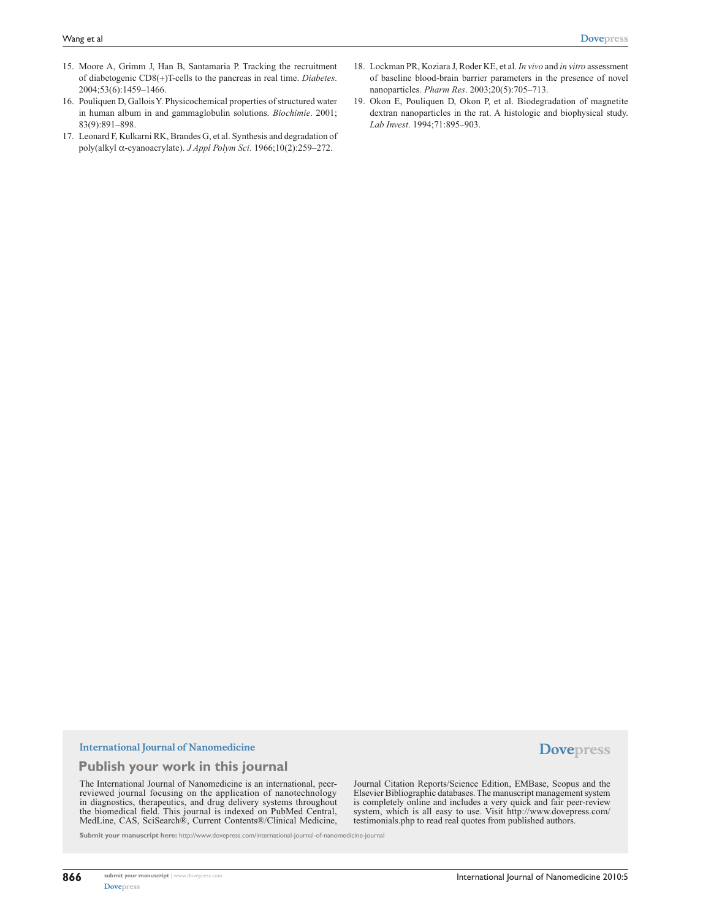15. Moore A, Grimm J, Han B, Santamaria P. Tracking the recruitment of diabetogenic CD8(+)T-cells to the pancreas in real time. *Diabetes*. 2004;53(6):1459–1466.
16. Pouliquen D, Gallois Y. Physicochemical properties of structured water in human album in and gammaglobulin solutions. *Biochimie*. 2001; 83(9):891–898.
17. Leonard F, Kulkarni RK, Brandes G, et al. Synthesis and degradation of poly(alkyl α-cyanoacrylate). *J Appl Polym Sci*. 1966;10(2):259–272.
18. Lockman PR, Koziara J, Roder KE, et al. *In vivo* and *in vitro* assessment of baseline blood-brain barrier parameters in the presence of novel nanoparticles. *Pharm Res*. 2003;20(5):705–713.
19. Okon E, Pouliquen D, Okon P, et al. Biodegradation of magnetite dextran nanoparticles in the rat. A histologic and biophysical study. *Lab Invest*. 1994;71:895–903.

**International Journal of Nanomedicine**

**Dovepress**

## Publish your work in this journal

The International Journal of Nanomedicine is an international, peer-reviewed journal focusing on the application of nanotechnology in diagnostics, therapeutics, and drug delivery systems throughout the biomedical field. This journal is indexed on PubMed Central, MedLine, CAS, SciSearch®, Current Contents®/Clinical Medicine, Journal Citation Reports/Science Edition, EMBase, Scopus and the Elsevier Bibliographic databases. The manuscript management system is completely online and includes a very quick and fair peer-review system, which is all easy to use. Visit http://www.dovepress.com/testimonials.php to read real quotes from published authors.

**Submit your manuscript here:** http://www.dovepress.com/international-journal-of-nanomedicine-journal